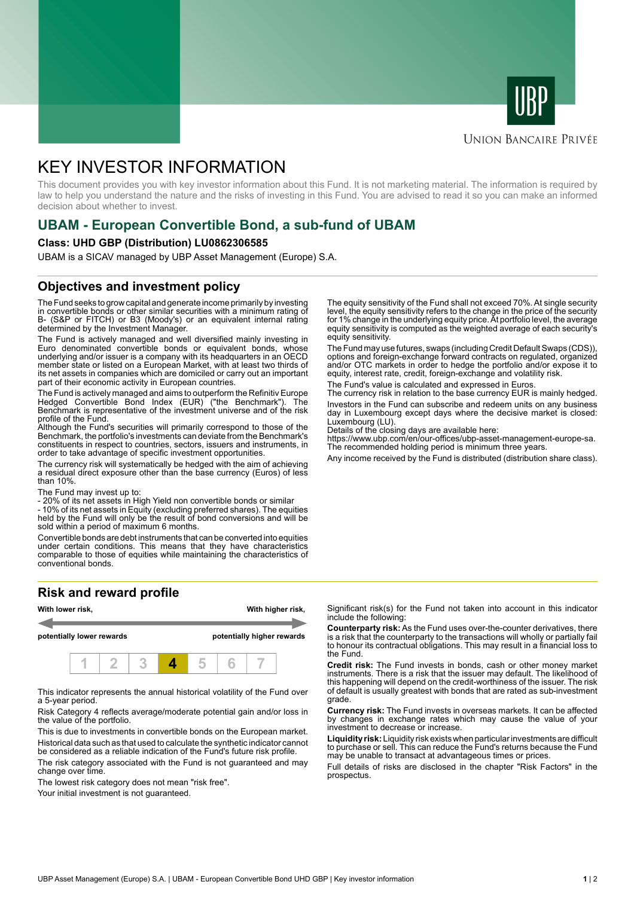UBP

Union Bancaire Privée

# KEY INVESTOR INFORMATION

This document provides you with key investor information about this Fund. It is not marketing material. The information is required by law to help you understand the nature and the risks of investing in this Fund. You are advised to read it so you can make an informed decision about whether to invest.

## UBAM - European Convertible Bond, a sub-fund of UBAM

**Class: UHD GBP (Distribution) LU0862306585**

UBAM is a SICAV managed by UBP Asset Management (Europe) S.A.

## Objectives and investment policy

The Fund seeks to grow capital and generate income primarily by investing in convertible bonds or other similar securities with a minimum rating of B- (S&P or FITCH) or B3 (Moody's) or an equivalent internal rating determined by the Investment Manager.

The Fund is actively managed and well diversified mainly investing in Euro denominated convertible bonds or equivalent bonds, whose underlying and/or issuer is a company with its headquarters in an OECD member state or listed on a European Market, with at least two thirds of its net assets in companies which are domiciled or carry out an important part of their economic activity in European countries.

The Fund is actively managed and aims to outperform the Refinitiv Europe Hedged Convertible Bond Index (EUR) ("the Benchmark"). The Benchmark is representative of the investment universe and of the risk profile of the Fund.

Although the Fund's securities will primarily correspond to those of the Benchmark, the portfolio's investments can deviate from the Benchmark's constituents in respect to countries, sectors, issuers and instruments, in order to take advantage of specific investment opportunities.

The currency risk will systematically be hedged with the aim of achieving a residual direct exposure other than the base currency (Euros) of less than 10%.

The Fund may invest up to:
- 20% of its net assets in High Yield non convertible bonds or similar
- 10% of its net assets in Equity (excluding preferred shares). The equities held by the Fund will only be the result of bond conversions and will be sold within a period of maximum 6 months.

Convertible bonds are debt instruments that can be converted into equities under certain conditions. This means that they have characteristics comparable to those of equities while maintaining the characteristics of conventional bonds.

The equity sensitivity of the Fund shall not exceed 70%. At single security level, the equity sensitivity refers to the change in the price of the security for 1% change in the underlying equity price. At portfolio level, the average equity sensitivity is computed as the weighted average of each security's equity sensitivity.

The Fund may use futures, swaps (including Credit Default Swaps (CDS)), options and foreign-exchange forward contracts on regulated, organized and/or OTC markets in order to hedge the portfolio and/or expose it to equity, interest rate, credit, foreign-exchange and volatility risk.

The Fund's value is calculated and expressed in Euros.
The currency risk in relation to the base currency EUR is mainly hedged.

Investors in the Fund can subscribe and redeem units on any business day in Luxembourg except days where the decisive market is closed: Luxembourg (LU).
Details of the closing days are available here:
https://www.ubp.com/en/our-offices/ubp-asset-management-europe-sa.
The recommended holding period is minimum three years.

Any income received by the Fund is distributed (distribution share class).

## Risk and reward profile

| With lower risk, potentially lower rewards | | | | | | With higher risk, potentially higher rewards |
|---|---|---|---|---|---|---|
| 1 | 2 | 3 | **4** | 5 | 6 | 7 |

This indicator represents the annual historical volatility of the Fund over a 5-year period.

Risk Category 4 reflects average/moderate potential gain and/or loss in the value of the portfolio.

This is due to investments in convertible bonds on the European market.

Historical data such as that used to calculate the synthetic indicator cannot be considered as a reliable indication of the Fund's future risk profile.

The risk category associated with the Fund is not guaranteed and may change over time.

The lowest risk category does not mean "risk free".

Your initial investment is not guaranteed.

Significant risk(s) for the Fund not taken into account in this indicator include the following:

**Counterparty risk:** As the Fund uses over-the-counter derivatives, there is a risk that the counterparty to the transactions will wholly or partially fail to honour its contractual obligations. This may result in a financial loss to the Fund.

**Credit risk:** The Fund invests in bonds, cash or other money market instruments. There is a risk that the issuer may default. The likelihood of this happening will depend on the credit-worthiness of the issuer. The risk of default is usually greatest with bonds that are rated as sub-investment grade.

**Currency risk:** The Fund invests in overseas markets. It can be affected by changes in exchange rates which may cause the value of your investment to decrease or increase.

**Liquidity risk:** Liquidity risk exists when particular investments are difficult to purchase or sell. This can reduce the Fund's returns because the Fund may be unable to transact at advantageous times or prices.

Full details of risks are disclosed in the chapter "Risk Factors" in the prospectus.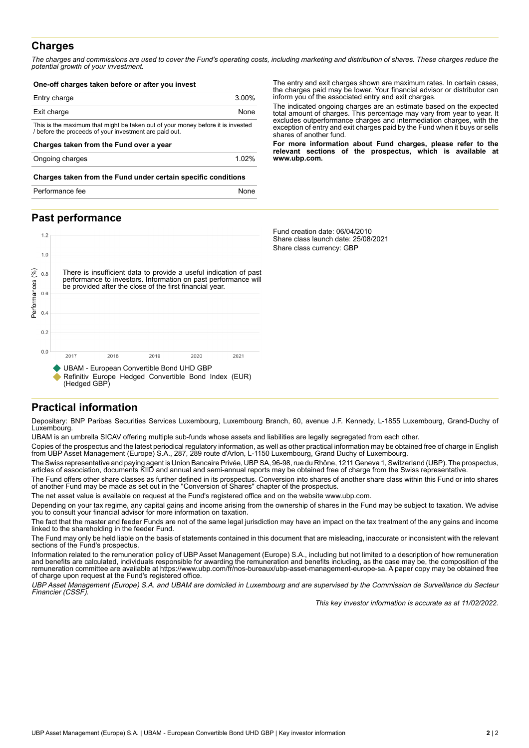## Charges

*The charges and commissions are used to cover the Fund's operating costs, including marketing and distribution of shares. These charges reduce the potential growth of your investment.*

| **One-off charges taken before or after you invest** | |
|---|---|
| Entry charge | 3.00% |
| Exit charge | None |

This is the maximum that might be taken out of your money before it is invested / before the proceeds of your investment are paid out.

| **Charges taken from the Fund over a year** | |
|---|---|
| Ongoing charges | 1.02% |

| **Charges taken from the Fund under certain specific conditions** | |
|---|---|
| Performance fee | None |

The entry and exit charges shown are maximum rates. In certain cases, the charges paid may be lower. Your financial advisor or distributor can inform you of the associated entry and exit charges.

The indicated ongoing charges are an estimate based on the expected total amount of charges. This percentage may vary from year to year. It excludes outperformance charges and intermediation charges, with the exception of entry and exit charges paid by the Fund when it buys or sells shares of another fund.

**For more information about Fund charges, please refer to the relevant sections of the prospectus, which is available at www.ubp.com.**

## Past performance

Performances (%)

1.2
1.0
0.8
0.6
0.4
0.2
0.0

2017 2018 2019 2020 2021

There is insufficient data to provide a useful indication of past performance to investors. Information on past performance will be provided after the close of the first financial year.

UBAM - European Convertible Bond UHD GBP

Refinitiv Europe Hedged Convertible Bond Index (EUR) (Hedged GBP)

Fund creation date: 06/04/2010
Share class launch date: 25/08/2021
Share class currency: GBP

## Practical information

Depositary: BNP Paribas Securities Services Luxembourg, Luxembourg Branch, 60, avenue J.F. Kennedy, L-1855 Luxembourg, Grand-Duchy of Luxembourg.

UBAM is an umbrella SICAV offering multiple sub-funds whose assets and liabilities are legally segregated from each other.

Copies of the prospectus and the latest periodical regulatory information, as well as other practical information may be obtained free of charge in English from UBP Asset Management (Europe) S.A., 287, 289 route d'Arlon, L-1150 Luxembourg, Grand Duchy of Luxembourg.

The Swiss representative and paying agent is Union Bancaire Privée, UBP SA, 96-98, rue du Rhône, 1211 Geneva 1, Switzerland (UBP). The prospectus, articles of association, documents KIID and annual and semi-annual reports may be obtained free of charge from the Swiss representative.

The Fund offers other share classes as further defined in its prospectus. Conversion into shares of another share class within this Fund or into shares of another Fund may be made as set out in the "Conversion of Shares" chapter of the prospectus.

The net asset value is available on request at the Fund's registered office and on the website www.ubp.com.

Depending on your tax regime, any capital gains and income arising from the ownership of shares in the Fund may be subject to taxation. We advise you to consult your financial advisor for more information on taxation.

The fact that the master and feeder Funds are not of the same legal jurisdiction may have an impact on the tax treatment of the any gains and income linked to the shareholding in the feeder Fund.

The Fund may only be held liable on the basis of statements contained in this document that are misleading, inaccurate or inconsistent with the relevant sections of the Fund's prospectus.

Information related to the remuneration policy of UBP Asset Management (Europe) S.A., including but not limited to a description of how remuneration and benefits are calculated, individuals responsible for awarding the remuneration and benefits including, as the case may be, the composition of the remuneration committee are available at https://www.ubp.com/fr/nos-bureaux/ubp-asset-management-europe-sa. A paper copy may be obtained free of charge upon request at the Fund's registered office.

*UBP Asset Management (Europe) S.A. and UBAM are domiciled in Luxembourg and are supervised by the Commission de Surveillance du Secteur Financier (CSSF).*

*This key investor information is accurate as at 11/02/2022.*